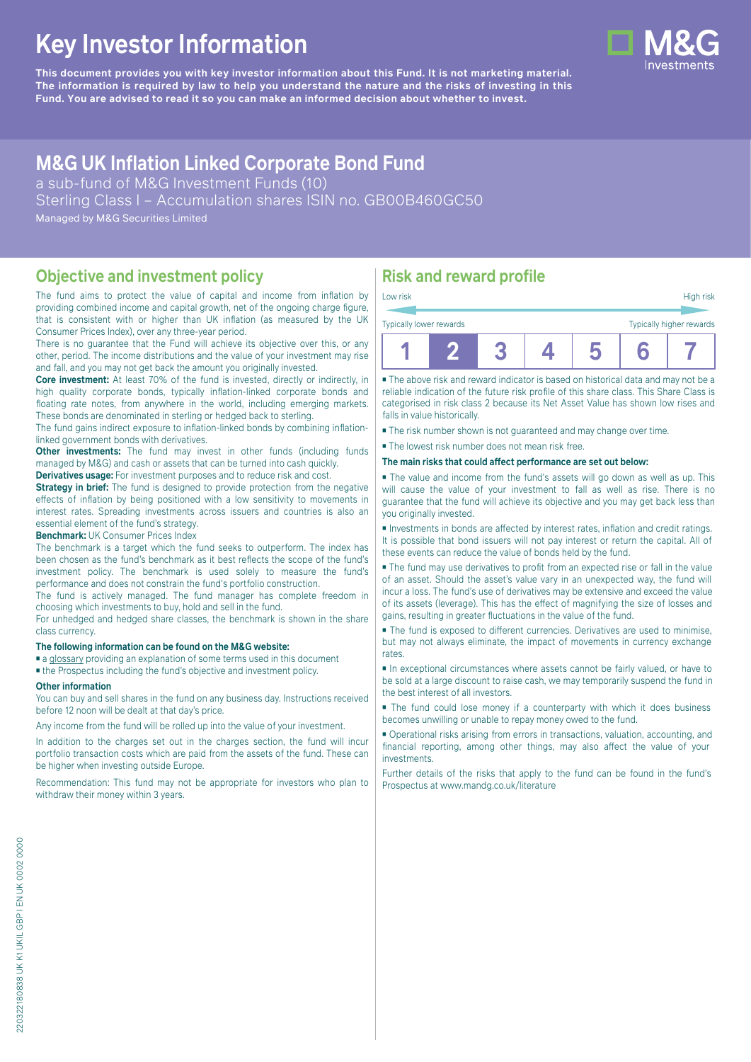# Key Investor Information

**This document provides you with key investor information about this Fund. It is not marketing material. The information is required by law to help you understand the nature and the risks of investing in this Fund. You are advised to read it so you can make an informed decision about whether to invest.**

## M&G UK Inflation Linked Corporate Bond Fund

a sub-fund of M&G Investment Funds (10)
Sterling Class I – Accumulation shares ISIN no. GB00B460GC50
Managed by M&G Securities Limited

## Objective and investment policy

The fund aims to protect the value of capital and income from inflation by providing combined income and capital growth, net of the ongoing charge figure, that is consistent with or higher than UK inflation (as measured by the UK Consumer Prices Index), over any three-year period.

There is no guarantee that the Fund will achieve its objective over this, or any other, period. The income distributions and the value of your investment may rise and fall, and you may not get back the amount you originally invested.

**Core investment:** At least 70% of the fund is invested, directly or indirectly, in high quality corporate bonds, typically inflation-linked corporate bonds and floating rate notes, from anywhere in the world, including emerging markets. These bonds are denominated in sterling or hedged back to sterling.

The fund gains indirect exposure to inflation-linked bonds by combining inflation-linked government bonds with derivatives.

**Other investments:** The fund may invest in other funds (including funds managed by M&G) and cash or assets that can be turned into cash quickly.

**Derivatives usage:** For investment purposes and to reduce risk and cost.

**Strategy in brief:** The fund is designed to provide protection from the negative effects of inflation by being positioned with a low sensitivity to movements in interest rates. Spreading investments across issuers and countries is also an essential element of the fund's strategy.

**Benchmark:** UK Consumer Prices Index

The benchmark is a target which the fund seeks to outperform. The index has been chosen as the fund's benchmark as it best reflects the scope of the fund's investment policy. The benchmark is used solely to measure the fund's performance and does not constrain the fund's portfolio construction.

The fund is actively managed. The fund manager has complete freedom in choosing which investments to buy, hold and sell in the fund.

For unhedged and hedged share classes, the benchmark is shown in the share class currency.

**The following information can be found on the M&G website:**

- a glossary providing an explanation of some terms used in this document
- the Prospectus including the fund's objective and investment policy.

**Other information**

You can buy and sell shares in the fund on any business day. Instructions received before 12 noon will be dealt at that day's price.

Any income from the fund will be rolled up into the value of your investment.

In addition to the charges set out in the charges section, the fund will incur portfolio transaction costs which are paid from the assets of the fund. These can be higher when investing outside Europe.

Recommendation: This fund may not be appropriate for investors who plan to withdraw their money within 3 years.

## Risk and reward profile

| Low risk | | | | | | High risk |
|---|---|---|---|---|---|---|
| Typically lower rewards | | | | | | Typically higher rewards |
| 1 | **2** | 3 | 4 | 5 | 6 | 7 |

- The above risk and reward indicator is based on historical data and may not be a reliable indication of the future risk profile of this share class. This Share Class is categorised in risk class 2 because its Net Asset Value has shown low rises and falls in value historically.
- The risk number shown is not guaranteed and may change over time.
- The lowest risk number does not mean risk free.

**The main risks that could affect performance are set out below:**

- The value and income from the fund's assets will go down as well as up. This will cause the value of your investment to fall as well as rise. There is no guarantee that the fund will achieve its objective and you may get back less than you originally invested.
- Investments in bonds are affected by interest rates, inflation and credit ratings. It is possible that bond issuers will not pay interest or return the capital. All of these events can reduce the value of bonds held by the fund.
- The fund may use derivatives to profit from an expected rise or fall in the value of an asset. Should the asset's value vary in an unexpected way, the fund will incur a loss. The fund's use of derivatives may be extensive and exceed the value of its assets (leverage). This has the effect of magnifying the size of losses and gains, resulting in greater fluctuations in the value of the fund.
- The fund is exposed to different currencies. Derivatives are used to minimise, but may not always eliminate, the impact of movements in currency exchange rates.
- In exceptional circumstances where assets cannot be fairly valued, or have to be sold at a large discount to raise cash, we may temporarily suspend the fund in the best interest of all investors.
- The fund could lose money if a counterparty with which it does business becomes unwilling or unable to repay money owed to the fund.
- Operational risks arising from errors in transactions, valuation, accounting, and financial reporting, among other things, may also affect the value of your investments.

Further details of the risks that apply to the fund can be found in the fund's Prospectus at www.mandg.co.uk/literature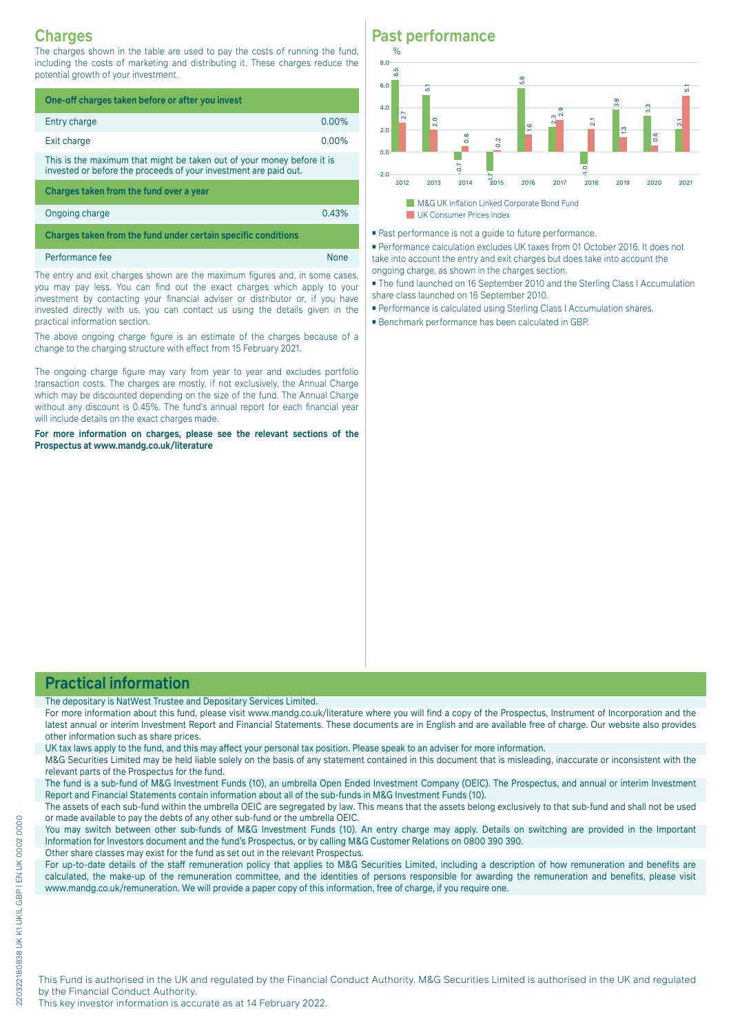## Charges

The charges shown in the table are used to pay the costs of running the fund, including the costs of marketing and distributing it. These charges reduce the potential growth of your investment.

| One-off charges taken before or after you invest | |
|---|---|
| Entry charge | 0.00% |
| Exit charge | 0.00% |
| This is the maximum that might be taken out of your money before it is invested or before the proceeds of your investment are paid out. | |
| **Charges taken from the fund over a year** | |
| Ongoing charge | 0.43% |
| **Charges taken from the fund under certain specific conditions** | |
| Performance fee | None |

The entry and exit charges shown are the maximum figures and, in some cases, you may pay less. You can find out the exact charges which apply to your investment by contacting your financial adviser or distributor or, if you have invested directly with us, you can contact us using the details given in the practical information section.

The above ongoing charge figure is an estimate of the charges because of a change to the charging structure with effect from 15 February 2021.

The ongoing charge figure may vary from year to year and excludes portfolio transaction costs. The charges are mostly, if not exclusively, the Annual Charge which may be discounted depending on the size of the fund. The Annual Charge without any discount is 0.45%. The fund's annual report for each financial year will include details on the exact charges made.

**For more information on charges, please see the relevant sections of the Prospectus at www.mandg.co.uk/literature**

## Past performance

%

8.0
6.0
4.0
2.0
0.0
-2.0

2012: 6.5, 2.7
2013: 5.1, 2.0
2014: -0.7, 0.6
2015: -1.7, 0.2
2016: 5.8, 1.6
2017: 2.3, 2.9
2018: -1.0, 2.1
2019: 3.8, 1.3
2020: 3.3, 0.6
2021: 2.1, 5.1

M&G UK Inflation Linked Corporate Bond Fund
UK Consumer Prices Index

- Past performance is not a guide to future performance.
- Performance calculation excludes UK taxes from 01 October 2016. It does not take into account the entry and exit charges but does take into account the ongoing charge, as shown in the charges section.
- The fund launched on 16 September 2010 and the Sterling Class I Accumulation share class launched on 16 September 2010.
- Performance is calculated using Sterling Class I Accumulation shares.
- Benchmark performance has been calculated in GBP.

## Practical information

The depositary is NatWest Trustee and Depositary Services Limited.

For more information about this fund, please visit www.mandg.co.uk/literature where you will find a copy of the Prospectus, Instrument of Incorporation and the latest annual or interim Investment Report and Financial Statements. These documents are in English and are available free of charge. Our website also provides other information such as share prices.

UK tax laws apply to the fund, and this may affect your personal tax position. Please speak to an adviser for more information.

M&G Securities Limited may be held liable solely on the basis of any statement contained in this document that is misleading, inaccurate or inconsistent with the relevant parts of the Prospectus for the fund.

The fund is a sub-fund of M&G Investment Funds (10), an umbrella Open Ended Investment Company (OEIC). The Prospectus, and annual or interim Investment Report and Financial Statements contain information about all of the sub-funds in M&G Investment Funds (10).

The assets of each sub-fund within the umbrella OEIC are segregated by law. This means that the assets belong exclusively to that sub-fund and shall not be used or made available to pay the debts of any other sub-fund or the umbrella OEIC.

You may switch between other sub-funds of M&G Investment Funds (10). An entry charge may apply. Details on switching are provided in the Important Information for Investors document and the fund's Prospectus, or by calling M&G Customer Relations on 0800 390 390.

Other share classes may exist for the fund as set out in the relevant Prospectus.

For up-to-date details of the staff remuneration policy that applies to M&G Securities Limited, including a description of how remuneration and benefits are calculated, the make-up of the remuneration committee, and the identities of persons responsible for awarding the remuneration and benefits, please visit www.mandg.co.uk/remuneration. We will provide a paper copy of this information, free of charge, if you require one.

This Fund is authorised in the UK and regulated by the Financial Conduct Authority. M&G Securities Limited is authorised in the UK and regulated by the Financial Conduct Authority.

This key investor information is accurate as at 14 February 2022.